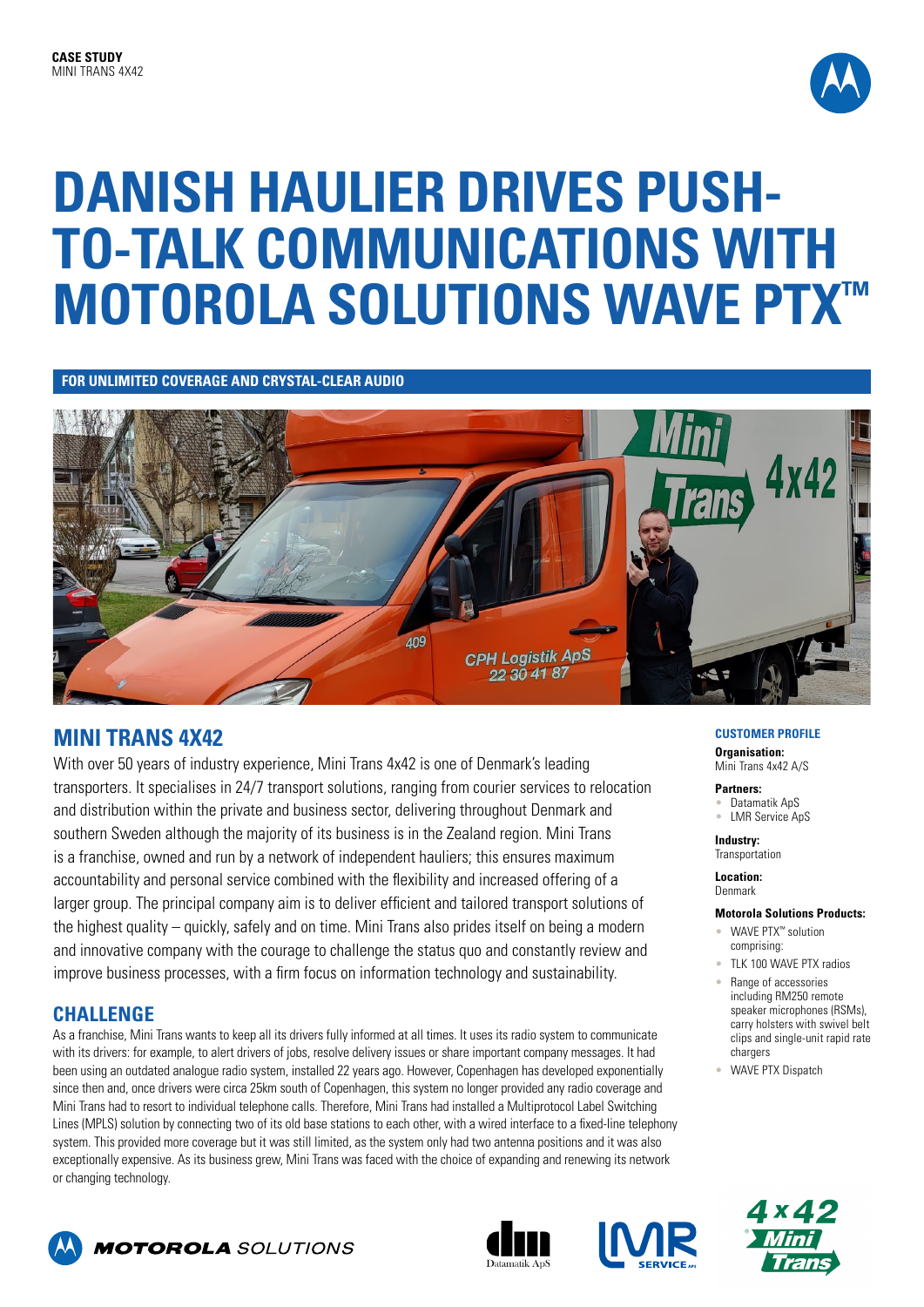**CASE STUDY**
MINI TRANS 4X42

# DANISH HAULIER DRIVES PUSH-TO-TALK COMMUNICATIONS WITH MOTOROLA SOLUTIONS WAVE PTX™

**FOR UNLIMITED COVERAGE AND CRYSTAL-CLEAR AUDIO**

## MINI TRANS 4X42

With over 50 years of industry experience, Mini Trans 4x42 is one of Denmark's leading transporters. It specialises in 24/7 transport solutions, ranging from courier services to relocation and distribution within the private and business sector, delivering throughout Denmark and southern Sweden although the majority of its business is in the Zealand region. Mini Trans is a franchise, owned and run by a network of independent hauliers; this ensures maximum accountability and personal service combined with the flexibility and increased offering of a larger group. The principal company aim is to deliver efficient and tailored transport solutions of the highest quality – quickly, safely and on time. Mini Trans also prides itself on being a modern and innovative company with the courage to challenge the status quo and constantly review and improve business processes, with a firm focus on information technology and sustainability.

## CHALLENGE

As a franchise, Mini Trans wants to keep all its drivers fully informed at all times. It uses its radio system to communicate with its drivers: for example, to alert drivers of jobs, resolve delivery issues or share important company messages. It had been using an outdated analogue radio system, installed 22 years ago. However, Copenhagen has developed exponentially since then and, once drivers were circa 25km south of Copenhagen, this system no longer provided any radio coverage and Mini Trans had to resort to individual telephone calls. Therefore, Mini Trans had installed a Multiprotocol Label Switching Lines (MPLS) solution by connecting two of its old base stations to each other, with a wired interface to a fixed-line telephony system. This provided more coverage but it was still limited, as the system only had two antenna positions and it was also exceptionally expensive. As its business grew, Mini Trans was faced with the choice of expanding and renewing its network or changing technology.

### CUSTOMER PROFILE

**Organisation:**
Mini Trans 4x42 A/S

**Partners:**
- Datamatik ApS
- LMR Service ApS

**Industry:**
Transportation

**Location:**
Denmark

**Motorola Solutions Products:**
- WAVE PTX™ solution comprising:
- TLK 100 WAVE PTX radios
- Range of accessories including RM250 remote speaker microphones (RSMs), carry holsters with swivel belt clips and single-unit rapid rate chargers
- WAVE PTX Dispatch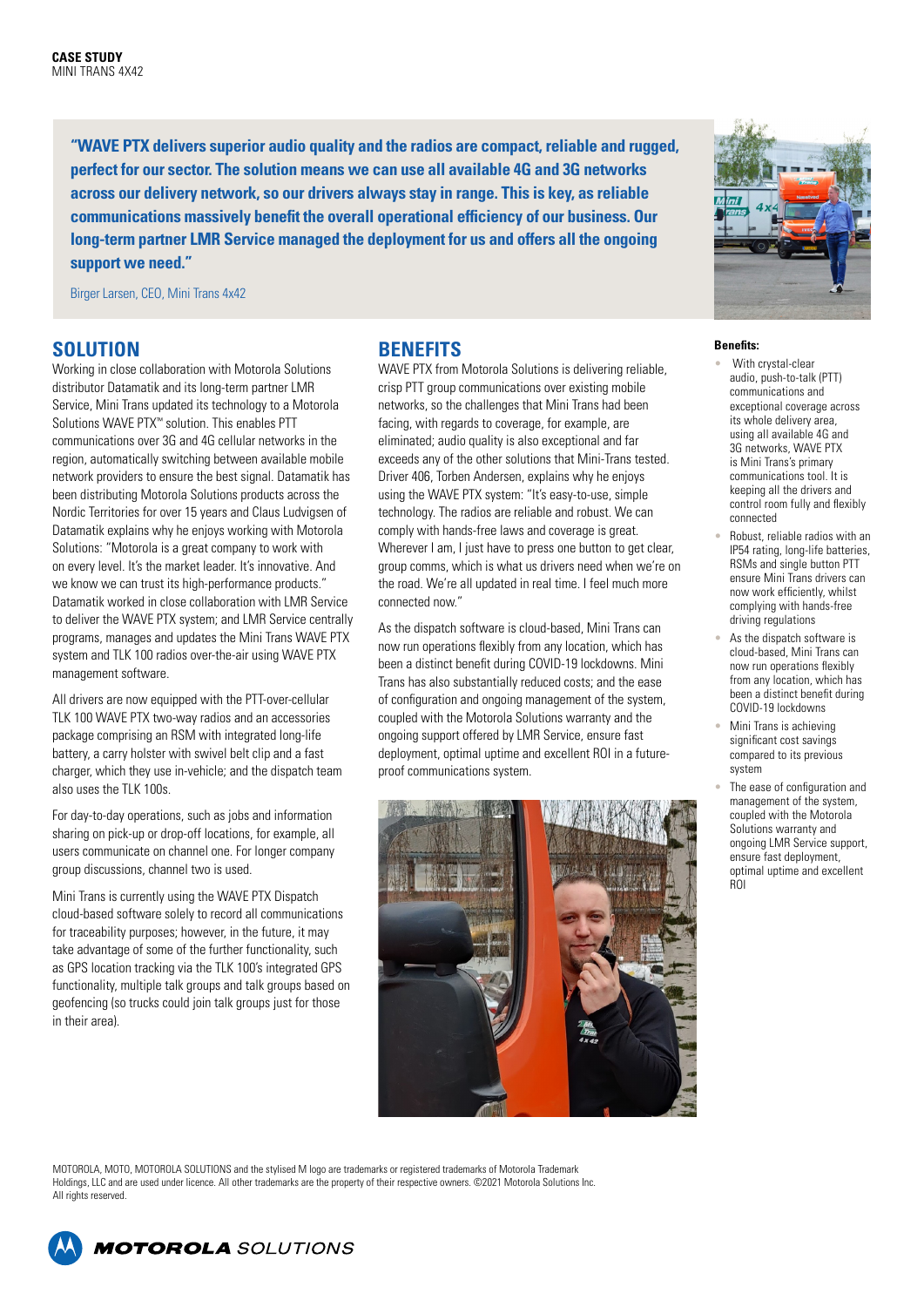**CASE STUDY**
MINI TRANS 4X42

**"WAVE PTX delivers superior audio quality and the radios are compact, reliable and rugged, perfect for our sector. The solution means we can use all available 4G and 3G networks across our delivery network, so our drivers always stay in range. This is key, as reliable communications massively benefit the overall operational efficiency of our business. Our long-term partner LMR Service managed the deployment for us and offers all the ongoing support we need."**

Birger Larsen, CEO, Mini Trans 4x42

## SOLUTION

Working in close collaboration with Motorola Solutions distributor Datamatik and its long-term partner LMR Service, Mini Trans updated its technology to a Motorola Solutions WAVE PTX™ solution. This enables PTT communications over 3G and 4G cellular networks in the region, automatically switching between available mobile network providers to ensure the best signal. Datamatik has been distributing Motorola Solutions products across the Nordic Territories for over 15 years and Claus Ludvigsen of Datamatik explains why he enjoys working with Motorola Solutions: "Motorola is a great company to work with on every level. It's the market leader. It's innovative. And we know we can trust its high-performance products." Datamatik worked in close collaboration with LMR Service to deliver the WAVE PTX system; and LMR Service centrally programs, manages and updates the Mini Trans WAVE PTX system and TLK 100 radios over-the-air using WAVE PTX management software.

All drivers are now equipped with the PTT-over-cellular TLK 100 WAVE PTX two-way radios and an accessories package comprising an RSM with integrated long-life battery, a carry holster with swivel belt clip and a fast charger, which they use in-vehicle; and the dispatch team also uses the TLK 100s.

For day-to-day operations, such as jobs and information sharing on pick-up or drop-off locations, for example, all users communicate on channel one. For longer company group discussions, channel two is used.

Mini Trans is currently using the WAVE PTX Dispatch cloud-based software solely to record all communications for traceability purposes; however, in the future, it may take advantage of some of the further functionality, such as GPS location tracking via the TLK 100's integrated GPS functionality, multiple talk groups and talk groups based on geofencing (so trucks could join talk groups just for those in their area).

## BENEFITS

WAVE PTX from Motorola Solutions is delivering reliable, crisp PTT group communications over existing mobile networks, so the challenges that Mini Trans had been facing, with regards to coverage, for example, are eliminated; audio quality is also exceptional and far exceeds any of the other solutions that Mini-Trans tested. Driver 406, Torben Andersen, explains why he enjoys using the WAVE PTX system: "It's easy-to-use, simple technology. The radios are reliable and robust. We can comply with hands-free laws and coverage is great. Wherever I am, I just have to press one button to get clear, group comms, which is what us drivers need when we're on the road. We're all updated in real time. I feel much more connected now."

As the dispatch software is cloud-based, Mini Trans can now run operations flexibly from any location, which has been a distinct benefit during COVID-19 lockdowns. Mini Trans has also substantially reduced costs; and the ease of configuration and ongoing management of the system, coupled with the Motorola Solutions warranty and the ongoing support offered by LMR Service, ensure fast deployment, optimal uptime and excellent ROI in a future-proof communications system.

**Benefits:**

- With crystal-clear audio, push-to-talk (PTT) communications and exceptional coverage across its whole delivery area, using all available 4G and 3G networks, WAVE PTX is Mini Trans's primary communications tool. It is keeping all the drivers and control room fully and flexibly connected
- Robust, reliable radios with an IP54 rating, long-life batteries, RSMs and single button PTT ensure Mini Trans drivers can now work efficiently, whilst complying with hands-free driving regulations
- As the dispatch software is cloud-based, Mini Trans can now run operations flexibly from any location, which has been a distinct benefit during COVID-19 lockdowns
- Mini Trans is achieving significant cost savings compared to its previous system
- The ease of configuration and management of the system, coupled with the Motorola Solutions warranty and ongoing LMR Service support, ensure fast deployment, optimal uptime and excellent ROI

MOTOROLA, MOTO, MOTOROLA SOLUTIONS and the stylised M logo are trademarks or registered trademarks of Motorola Trademark Holdings, LLC and are used under licence. All other trademarks are the property of their respective owners. ©2021 Motorola Solutions Inc. All rights reserved.

MOTOROLA SOLUTIONS